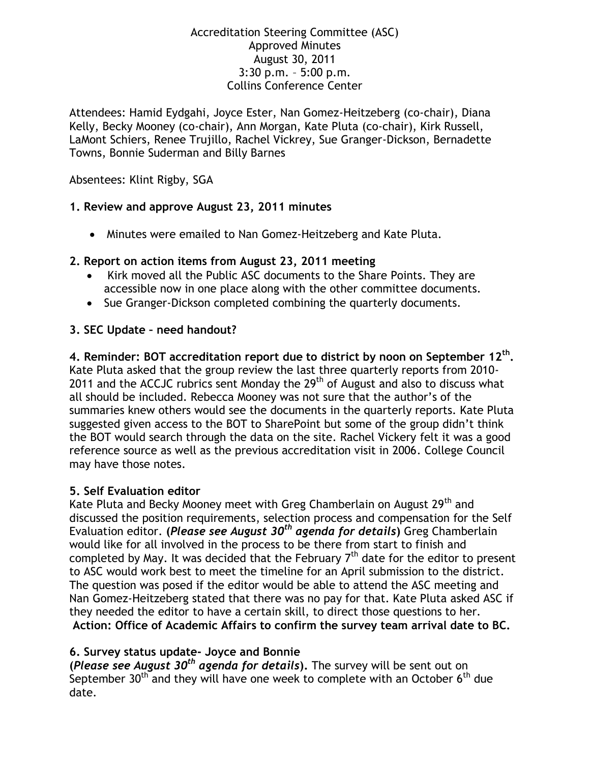Accreditation Steering Committee (ASC)
Approved Minutes
August 30, 2011
3:30 p.m. – 5:00 p.m.
Collins Conference Center

Attendees: Hamid Eydgahi, Joyce Ester, Nan Gomez-Heitzeberg (co-chair), Diana Kelly, Becky Mooney (co-chair), Ann Morgan, Kate Pluta (co-chair), Kirk Russell, LaMont Schiers, Renee Trujillo, Rachel Vickrey, Sue Granger-Dickson, Bernadette Towns, Bonnie Suderman and Billy Barnes

Absentees: Klint Rigby, SGA

**1. Review and approve August 23, 2011 minutes**

- Minutes were emailed to Nan Gomez-Heitzeberg and Kate Pluta.

**2. Report on action items from August 23, 2011 meeting**

- Kirk moved all the Public ASC documents to the Share Points. They are accessible now in one place along with the other committee documents.
- Sue Granger-Dickson completed combining the quarterly documents.

**3. SEC Update – need handout?**

**4. Reminder: BOT accreditation report due to district by noon on September 12th.** Kate Pluta asked that the group review the last three quarterly reports from 2010-2011 and the ACCJC rubrics sent Monday the 29th of August and also to discuss what all should be included. Rebecca Mooney was not sure that the author's of the summaries knew others would see the documents in the quarterly reports. Kate Pluta suggested given access to the BOT to SharePoint but some of the group didn't think the BOT would search through the data on the site. Rachel Vickery felt it was a good reference source as well as the previous accreditation visit in 2006. College Council may have those notes.

**5. Self Evaluation editor**
Kate Pluta and Becky Mooney meet with Greg Chamberlain on August 29th and discussed the position requirements, selection process and compensation for the Self Evaluation editor. **(*Please see August 30th agenda for details*)** Greg Chamberlain would like for all involved in the process to be there from start to finish and completed by May. It was decided that the February 7th date for the editor to present to ASC would work best to meet the timeline for an April submission to the district. The question was posed if the editor would be able to attend the ASC meeting and Nan Gomez-Heitzeberg stated that there was no pay for that. Kate Pluta asked ASC if they needed the editor to have a certain skill, to direct those questions to her.
**Action: Office of Academic Affairs to confirm the survey team arrival date to BC.**

**6. Survey status update- Joyce and Bonnie**
**(*Please see August 30th agenda for details*).** The survey will be sent out on September 30th and they will have one week to complete with an October 6th due date.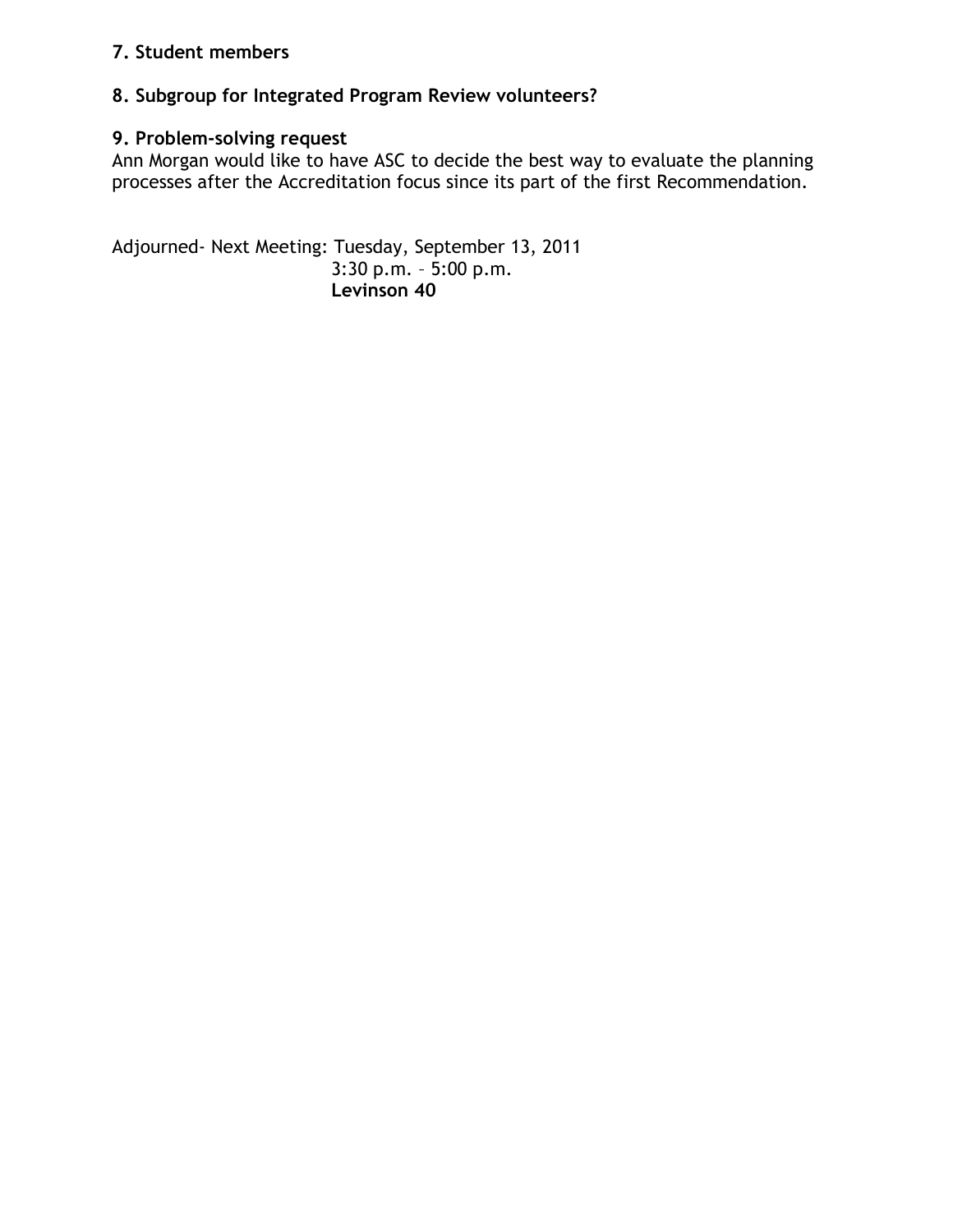**7. Student members**

**8. Subgroup for Integrated Program Review volunteers?**

**9. Problem-solving request**

Ann Morgan would like to have ASC to decide the best way to evaluate the planning processes after the Accreditation focus since its part of the first Recommendation.

Adjourned- Next Meeting: Tuesday, September 13, 2011
3:30 p.m. – 5:00 p.m.
**Levinson 40**